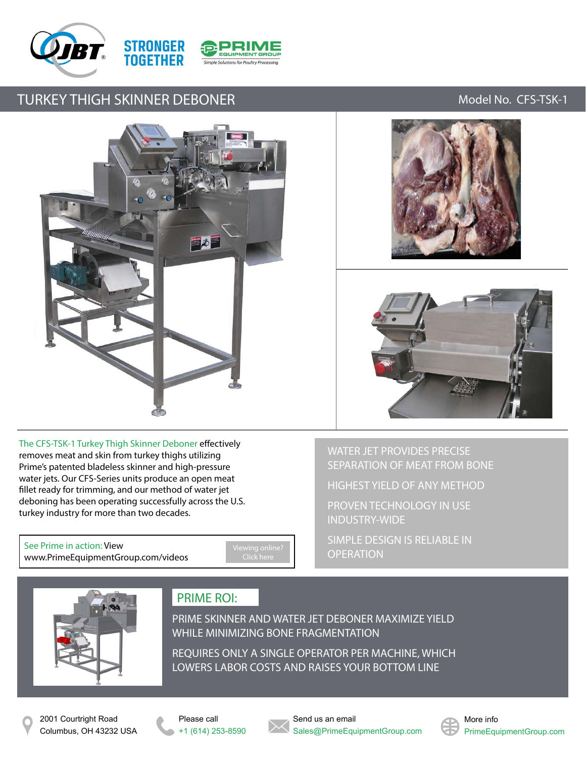STRONGER TOGETHER

Simple Solutions for Poultry Processing

# TURKEY THIGH SKINNER DEBONER

Model No. CFS-TSK-1

The CFS-TSK-1 Turkey Thigh Skinner Deboner effectively removes meat and skin from turkey thighs utilizing Prime's patented bladeless skinner and high-pressure water jets. Our CFS-Series units produce an open meat fillet ready for trimming, and our method of water jet deboning has been operating successfully across the U.S. turkey industry for more than two decades.

See Prime in action: View www.PrimeEquipmentGroup.com/videos

Viewing online? Click here

- WATER JET PROVIDES PRECISE SEPARATION OF MEAT FROM BONE
- HIGHEST YIELD OF ANY METHOD
- PROVEN TECHNOLOGY IN USE INDUSTRY-WIDE
- SIMPLE DESIGN IS RELIABLE IN OPERATION

## PRIME ROI:

PRIME SKINNER AND WATER JET DEBONER MAXIMIZE YIELD WHILE MINIMIZING BONE FRAGMENTATION

REQUIRES ONLY A SINGLE OPERATOR PER MACHINE, WHICH LOWERS LABOR COSTS AND RAISES YOUR BOTTOM LINE

2001 Courtright Road
Columbus, OH 43232 USA

Please call
+1 (614) 253-8590

Send us an email
Sales@PrimeEquipmentGroup.com

More info
PrimeEquipmentGroup.com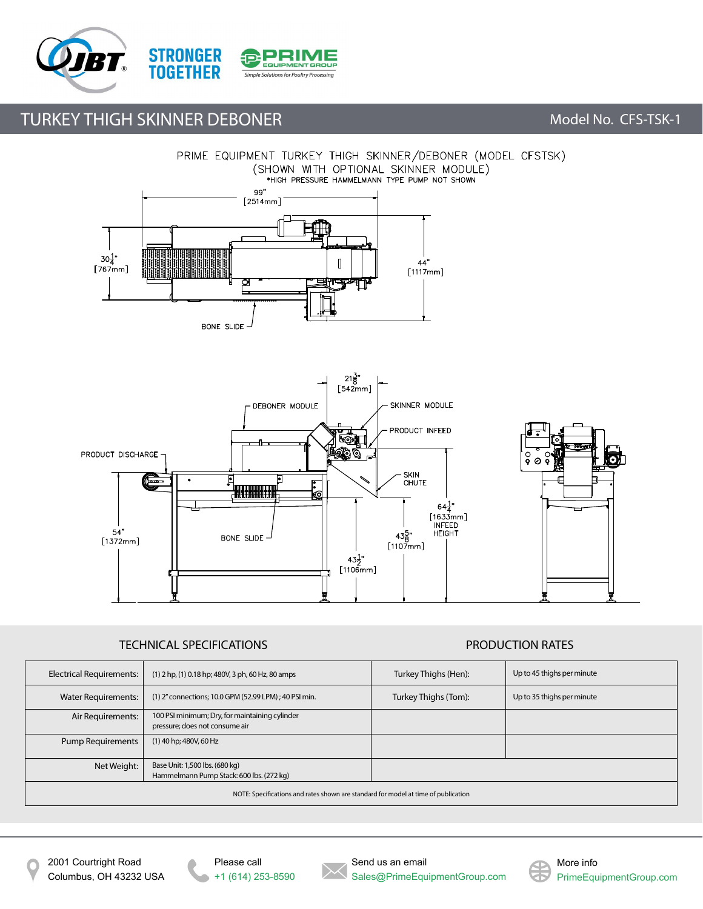# TURKEY THIGH SKINNER DEBONER

Model No. CFS-TSK-1

PRIME EQUIPMENT TURKEY THIGH SKINNER/DEBONER (MODEL CFSTSK)
(SHOWN WITH OPTIONAL SKINNER MODULE)
*HIGH PRESSURE HAMMELMANN TYPE PUMP NOT SHOWN

99" [2514mm]

$30\frac{1}{4}$" [767mm]

44" [1117mm]

BONE SLIDE

$21\frac{3}{8}$" [542mm]

DEBONER MODULE

SKINNER MODULE

PRODUCT INFEED

PRODUCT DISCHARGE

SKIN CHUTE

$64\frac{1}{4}$" [1633mm] INFEED HEIGHT

54" [1372mm]

BONE SLIDE

$43\frac{5}{8}$" [1107mm]

$43\frac{1}{2}$" [1106mm]

## TECHNICAL SPECIFICATIONS

| | |
|---|---|
| Electrical Requirements: | (1) 2 hp, (1) 0.18 hp; 480V, 3 ph, 60 Hz, 80 amps |
| Water Requirements: | (1) 2" connections; 10.0 GPM (52.99 LPM) ; 40 PSI min. |
| Air Requirements: | 100 PSI minimum; Dry, for maintaining cylinder pressure; does not consume air |
| Pump Requirements | (1) 40 hp; 480V, 60 Hz |
| Net Weight: | Base Unit: 1,500 lbs. (680 kg)<br>Hammelmann Pump Stack: 600 lbs. (272 kg) |

## PRODUCTION RATES

| | |
|---|---|
| Turkey Thighs (Hen): | Up to 45 thighs per minute |
| Turkey Thighs (Tom): | Up to 35 thighs per minute |

NOTE: Specifications and rates shown are standard for model at time of publication

2001 Courtright Road
Columbus, OH 43232 USA

Please call
+1 (614) 253-8590

Send us an email
Sales@PrimeEquipmentGroup.com

More info
PrimeEquipmentGroup.com